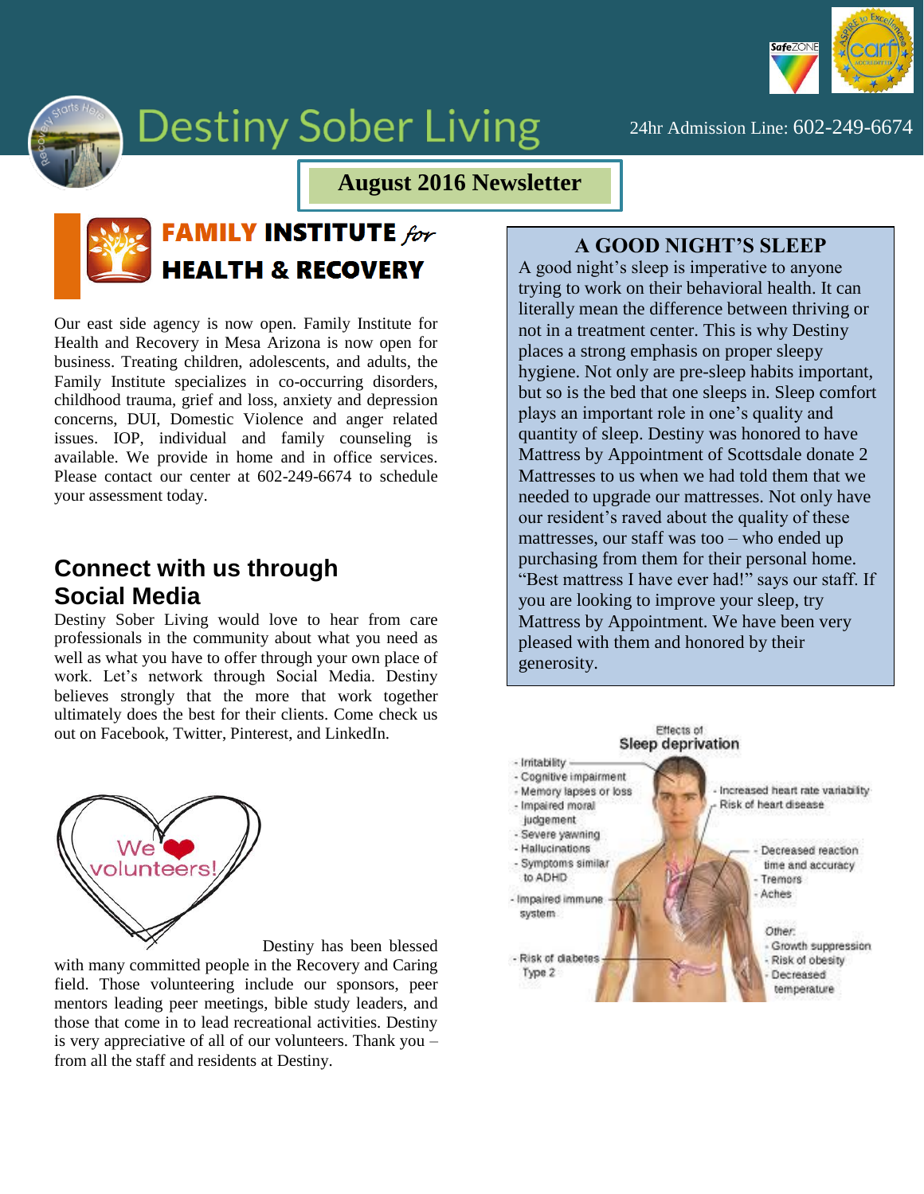# Destiny Sober Living

24hr Admission Line: 602-249-6674

## August 2016 Newsletter

## FAMILY INSTITUTE *for* HEALTH & RECOVERY

Our east side agency is now open. Family Institute for Health and Recovery in Mesa Arizona is now open for business. Treating children, adolescents, and adults, the Family Institute specializes in co-occurring disorders, childhood trauma, grief and loss, anxiety and depression concerns, DUI, Domestic Violence and anger related issues. IOP, individual and family counseling is available. We provide in home and in office services. Please contact our center at 602-249-6674 to schedule your assessment today.

## Connect with us through Social Media

Destiny Sober Living would love to hear from care professionals in the community about what you need as well as what you have to offer through your own place of work. Let's network through Social Media. Destiny believes strongly that the more that work together ultimately does the best for their clients. Come check us out on Facebook, Twitter, Pinterest, and LinkedIn.

We ❤ volunteers!

Destiny has been blessed with many committed people in the Recovery and Caring field. Those volunteering include our sponsors, peer mentors leading peer meetings, bible study leaders, and those that come in to lead recreational activities. Destiny is very appreciative of all of our volunteers. Thank you – from all the staff and residents at Destiny.

## A GOOD NIGHT'S SLEEP

A good night's sleep is imperative to anyone trying to work on their behavioral health. It can literally mean the difference between thriving or not in a treatment center. This is why Destiny places a strong emphasis on proper sleepy hygiene. Not only are pre-sleep habits important, but so is the bed that one sleeps in. Sleep comfort plays an important role in one's quality and quantity of sleep. Destiny was honored to have Mattress by Appointment of Scottsdale donate 2 Mattresses to us when we had told them that we needed to upgrade our mattresses. Not only have our resident's raved about the quality of these mattresses, our staff was too – who ended up purchasing from them for their personal home. "Best mattress I have ever had!" says our staff. If you are looking to improve your sleep, try Mattress by Appointment. We have been very pleased with them and honored by their generosity.

Effects of
Sleep deprivation

- Irritability
- Cognitive impairment
- Memory lapses or loss
- Impaired moral judgement
- Severe yawning
- Hallucinations
- Symptoms similar to ADHD
- Impaired immune system
- Risk of diabetes Type 2
- Increased heart rate variability
- Risk of heart disease
- Decreased reaction time and accuracy
- Tremors
- Aches

Other:
- Growth suppression
- Risk of obesity
- Decreased temperature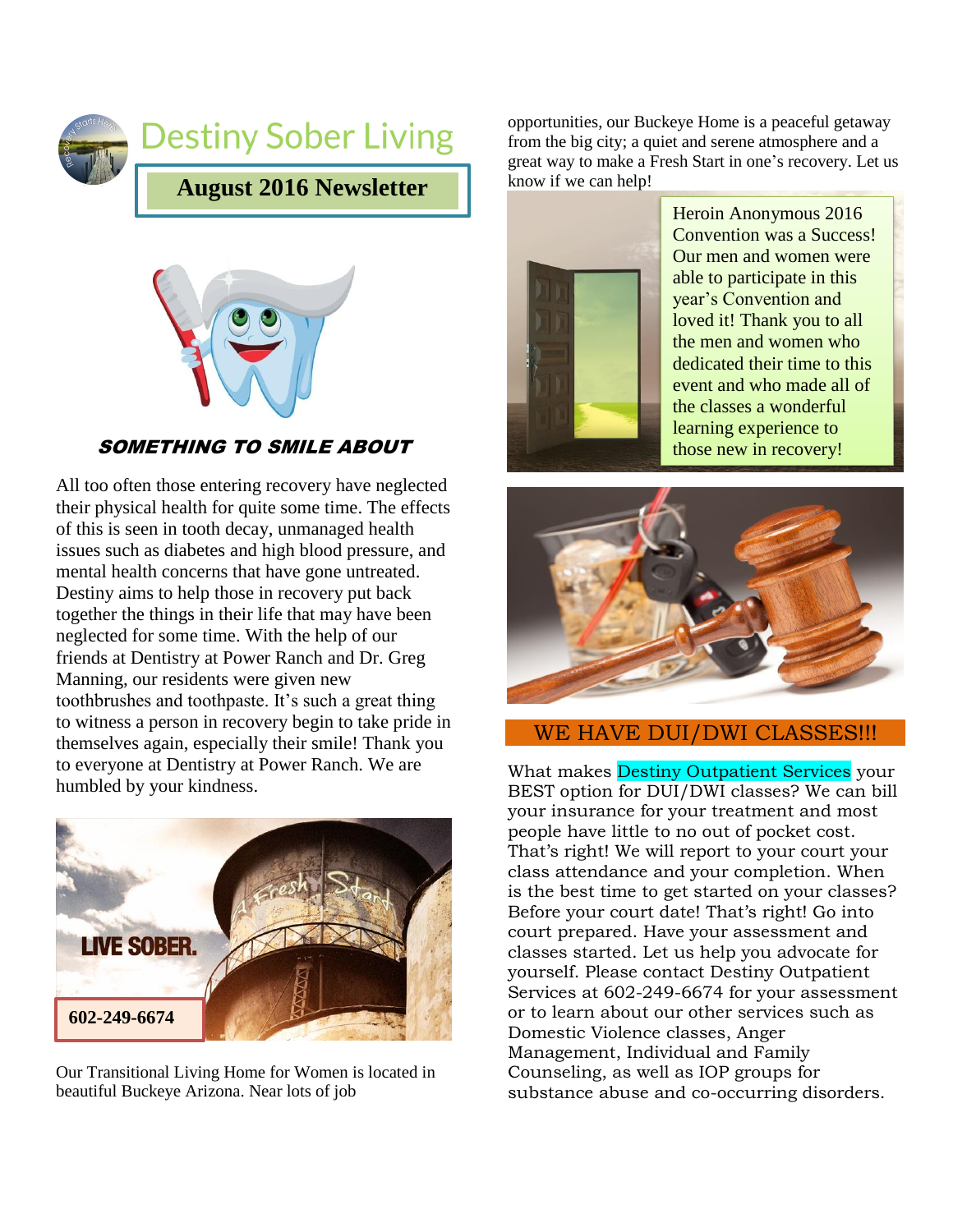# Destiny Sober Living

## August 2016 Newsletter

### *SOMETHING TO SMILE ABOUT*

All too often those entering recovery have neglected their physical health for quite some time. The effects of this is seen in tooth decay, unmanaged health issues such as diabetes and high blood pressure, and mental health concerns that have gone untreated. Destiny aims to help those in recovery put back together the things in their life that may have been neglected for some time. With the help of our friends at Dentistry at Power Ranch and Dr. Greg Manning, our residents were given new toothbrushes and toothpaste. It's such a great thing to witness a person in recovery begin to take pride in themselves again, especially their smile! Thank you to everyone at Dentistry at Power Ranch. We are humbled by your kindness.

LIVE SOBER.

602-249-6674

Our Transitional Living Home for Women is located in beautiful Buckeye Arizona. Near lots of job opportunities, our Buckeye Home is a peaceful getaway from the big city; a quiet and serene atmosphere and a great way to make a Fresh Start in one's recovery. Let us know if we can help!

Heroin Anonymous 2016 Convention was a Success! Our men and women were able to participate in this year's Convention and loved it! Thank you to all the men and women who dedicated their time to this event and who made all of the classes a wonderful learning experience to those new in recovery!

## WE HAVE DUI/DWI CLASSES!!!

What makes Destiny Outpatient Services your BEST option for DUI/DWI classes? We can bill your insurance for your treatment and most people have little to no out of pocket cost. That's right! We will report to your court your class attendance and your completion. When is the best time to get started on your classes? Before your court date! That's right! Go into court prepared. Have your assessment and classes started. Let us help you advocate for yourself. Please contact Destiny Outpatient Services at 602-249-6674 for your assessment or to learn about our other services such as Domestic Violence classes, Anger Management, Individual and Family Counseling, as well as IOP groups for substance abuse and co-occurring disorders.